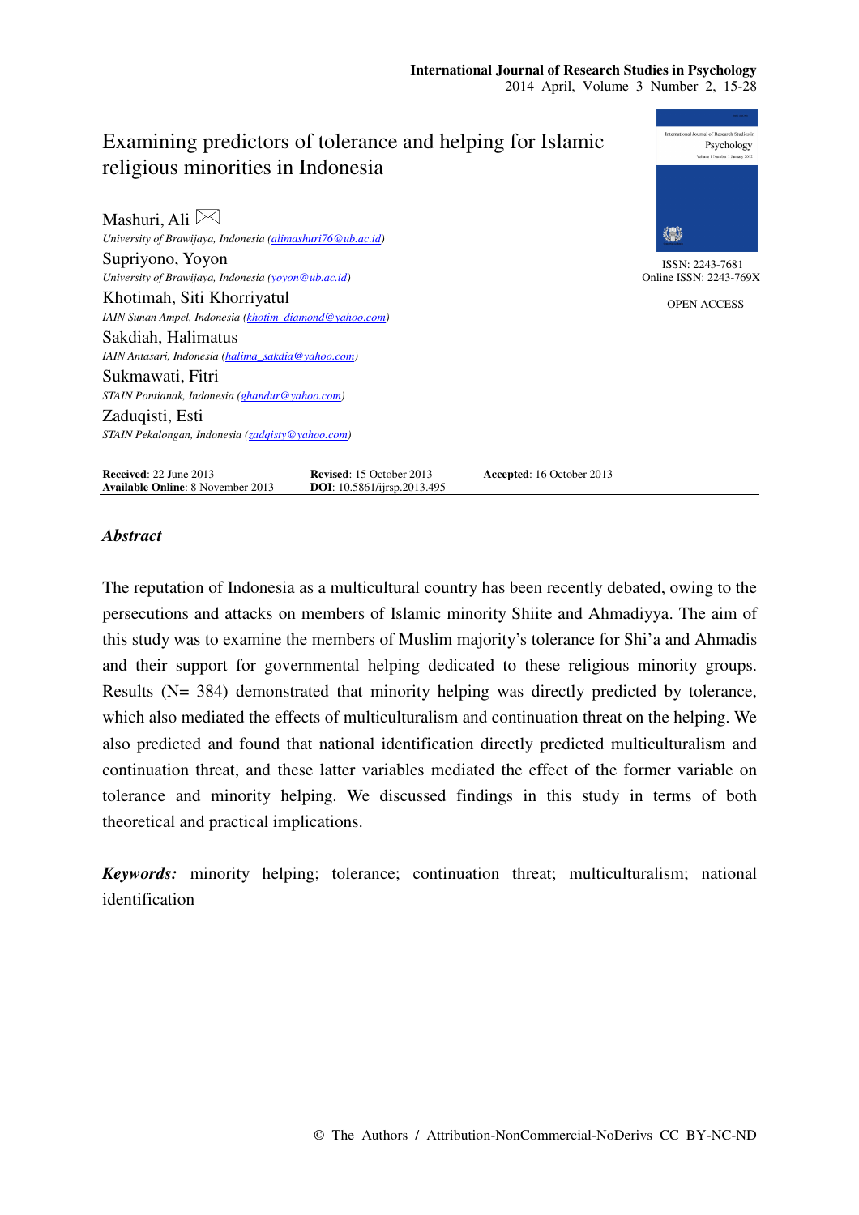# Examining predictors of tolerance and helping for Islamic religious minorities in Indonesia

**Mashuri, Ali** ✉
*University of Brawijaya, Indonesia (alimashuri76@ub.ac.id)*

**Supriyono, Yoyon**
*University of Brawijaya, Indonesia (yoyon@ub.ac.id)*

**Khotimah, Siti Khorriyatul**
*IAIN Sunan Ampel, Indonesia (khotim_diamond@yahoo.com)*

**Sakdiah, Halimatus**
*IAIN Antasari, Indonesia (halima_sakdia@yahoo.com)*

**Sukmawati, Fitri**
*STAIN Pontianak, Indonesia (ghandur@yahoo.com)*

**Zaduqisti, Esti**
*STAIN Pekalongan, Indonesia (zadqisty@yahoo.com)*

ISSN: 2243-7681
Online ISSN: 2243-769X

OPEN ACCESS

**Received**: 22 June 2013 **Revised**: 15 October 2013 **Accepted**: 16 October 2013
**Available Online**: 8 November 2013 **DOI**: 10.5861/ijrsp.2013.495

## *Abstract*

The reputation of Indonesia as a multicultural country has been recently debated, owing to the persecutions and attacks on members of Islamic minority Shiite and Ahmadiyya. The aim of this study was to examine the members of Muslim majority's tolerance for Shi'a and Ahmadis and their support for governmental helping dedicated to these religious minority groups. Results (N= 384) demonstrated that minority helping was directly predicted by tolerance, which also mediated the effects of multiculturalism and continuation threat on the helping. We also predicted and found that national identification directly predicted multiculturalism and continuation threat, and these latter variables mediated the effect of the former variable on tolerance and minority helping. We discussed findings in this study in terms of both theoretical and practical implications.

***Keywords:*** minority helping; tolerance; continuation threat; multiculturalism; national identification

© The Authors / Attribution-NonCommercial-NoDerivs CC BY-NC-ND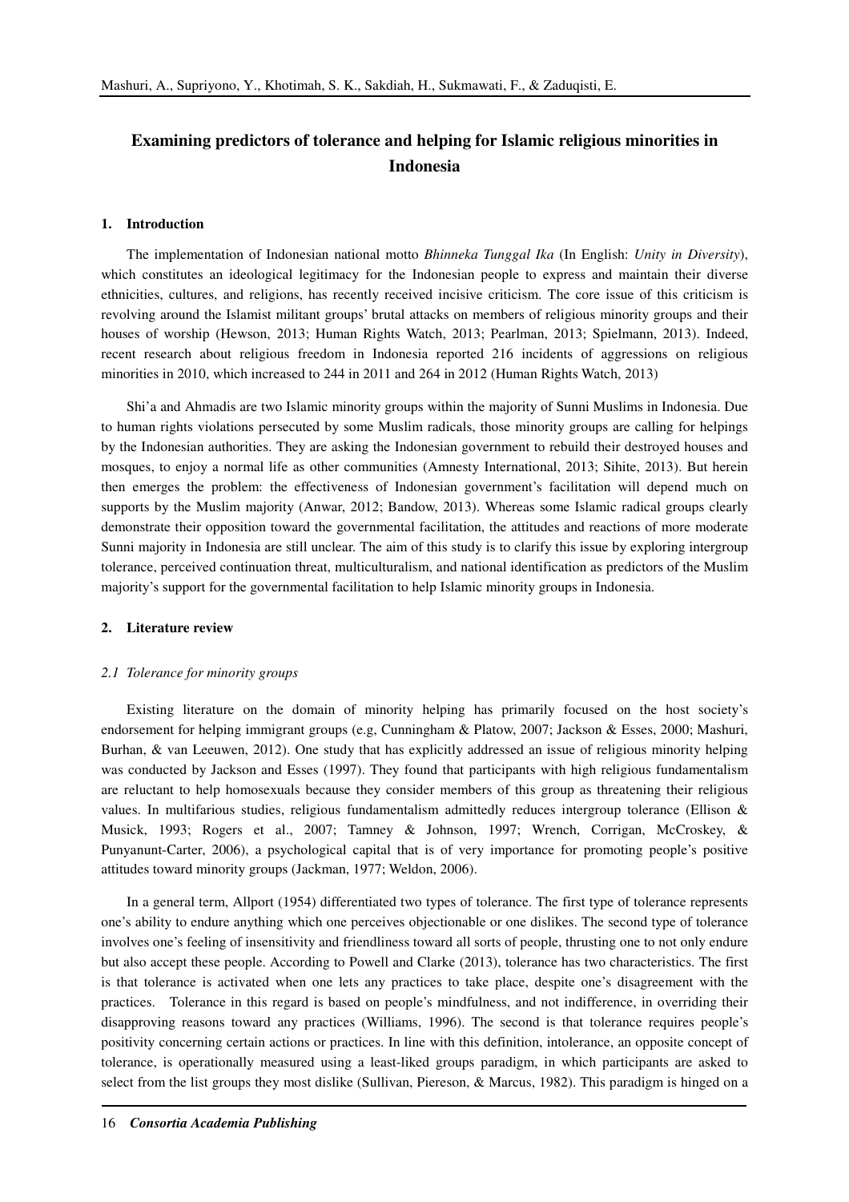# Examining predictors of tolerance and helping for Islamic religious minorities in Indonesia

## 1. Introduction

The implementation of Indonesian national motto *Bhinneka Tunggal Ika* (In English: *Unity in Diversity*), which constitutes an ideological legitimacy for the Indonesian people to express and maintain their diverse ethnicities, cultures, and religions, has recently received incisive criticism. The core issue of this criticism is revolving around the Islamist militant groups' brutal attacks on members of religious minority groups and their houses of worship (Hewson, 2013; Human Rights Watch, 2013; Pearlman, 2013; Spielmann, 2013). Indeed, recent research about religious freedom in Indonesia reported 216 incidents of aggressions on religious minorities in 2010, which increased to 244 in 2011 and 264 in 2012 (Human Rights Watch, 2013)

Shi'a and Ahmadis are two Islamic minority groups within the majority of Sunni Muslims in Indonesia. Due to human rights violations persecuted by some Muslim radicals, those minority groups are calling for helpings by the Indonesian authorities. They are asking the Indonesian government to rebuild their destroyed houses and mosques, to enjoy a normal life as other communities (Amnesty International, 2013; Sihite, 2013). But herein then emerges the problem: the effectiveness of Indonesian government's facilitation will depend much on supports by the Muslim majority (Anwar, 2012; Bandow, 2013). Whereas some Islamic radical groups clearly demonstrate their opposition toward the governmental facilitation, the attitudes and reactions of more moderate Sunni majority in Indonesia are still unclear. The aim of this study is to clarify this issue by exploring intergroup tolerance, perceived continuation threat, multiculturalism, and national identification as predictors of the Muslim majority's support for the governmental facilitation to help Islamic minority groups in Indonesia.

## 2. Literature review

### *2.1 Tolerance for minority groups*

Existing literature on the domain of minority helping has primarily focused on the host society's endorsement for helping immigrant groups (e.g, Cunningham & Platow, 2007; Jackson & Esses, 2000; Mashuri, Burhan, & van Leeuwen, 2012). One study that has explicitly addressed an issue of religious minority helping was conducted by Jackson and Esses (1997). They found that participants with high religious fundamentalism are reluctant to help homosexuals because they consider members of this group as threatening their religious values. In multifarious studies, religious fundamentalism admittedly reduces intergroup tolerance (Ellison & Musick, 1993; Rogers et al., 2007; Tamney & Johnson, 1997; Wrench, Corrigan, McCroskey, & Punyanunt-Carter, 2006), a psychological capital that is of very importance for promoting people's positive attitudes toward minority groups (Jackman, 1977; Weldon, 2006).

In a general term, Allport (1954) differentiated two types of tolerance. The first type of tolerance represents one's ability to endure anything which one perceives objectionable or one dislikes. The second type of tolerance involves one's feeling of insensitivity and friendliness toward all sorts of people, thrusting one to not only endure but also accept these people. According to Powell and Clarke (2013), tolerance has two characteristics. The first is that tolerance is activated when one lets any practices to take place, despite one's disagreement with the practices. Tolerance in this regard is based on people's mindfulness, and not indifference, in overriding their disapproving reasons toward any practices (Williams, 1996). The second is that tolerance requires people's positivity concerning certain actions or practices. In line with this definition, intolerance, an opposite concept of tolerance, is operationally measured using a least-liked groups paradigm, in which participants are asked to select from the list groups they most dislike (Sullivan, Piereson, & Marcus, 1982). This paradigm is hinged on a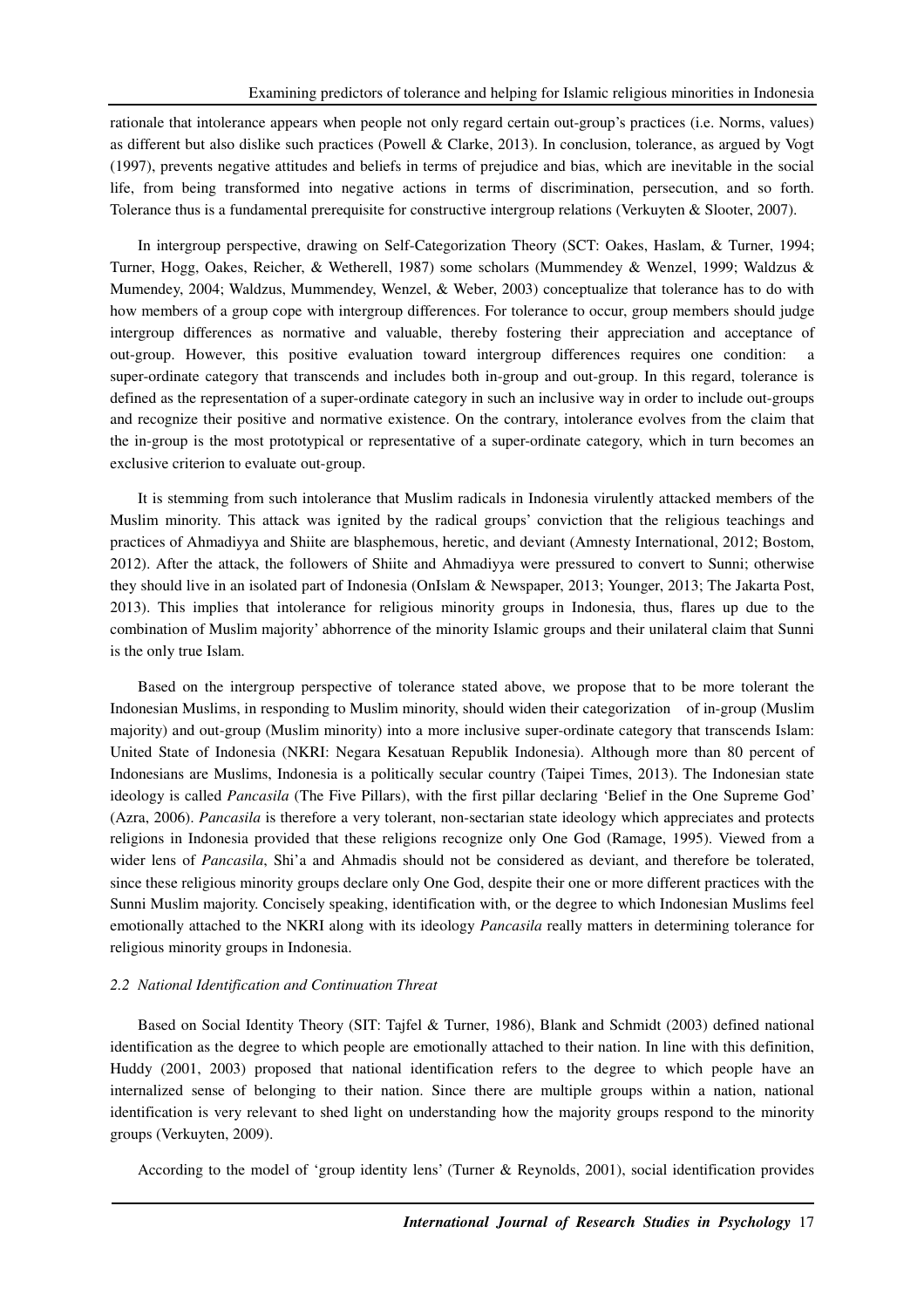rationale that intolerance appears when people not only regard certain out-group's practices (i.e. Norms, values) as different but also dislike such practices (Powell & Clarke, 2013). In conclusion, tolerance, as argued by Vogt (1997), prevents negative attitudes and beliefs in terms of prejudice and bias, which are inevitable in the social life, from being transformed into negative actions in terms of discrimination, persecution, and so forth. Tolerance thus is a fundamental prerequisite for constructive intergroup relations (Verkuyten & Slooter, 2007).

In intergroup perspective, drawing on Self-Categorization Theory (SCT: Oakes, Haslam, & Turner, 1994; Turner, Hogg, Oakes, Reicher, & Wetherell, 1987) some scholars (Mummendey & Wenzel, 1999; Waldzus & Mumendey, 2004; Waldzus, Mummendey, Wenzel, & Weber, 2003) conceptualize that tolerance has to do with how members of a group cope with intergroup differences. For tolerance to occur, group members should judge intergroup differences as normative and valuable, thereby fostering their appreciation and acceptance of out-group. However, this positive evaluation toward intergroup differences requires one condition: a super-ordinate category that transcends and includes both in-group and out-group. In this regard, tolerance is defined as the representation of a super-ordinate category in such an inclusive way in order to include out-groups and recognize their positive and normative existence. On the contrary, intolerance evolves from the claim that the in-group is the most prototypical or representative of a super-ordinate category, which in turn becomes an exclusive criterion to evaluate out-group.

It is stemming from such intolerance that Muslim radicals in Indonesia virulently attacked members of the Muslim minority. This attack was ignited by the radical groups' conviction that the religious teachings and practices of Ahmadiyya and Shiite are blasphemous, heretic, and deviant (Amnesty International, 2012; Bostom, 2012). After the attack, the followers of Shiite and Ahmadiyya were pressured to convert to Sunni; otherwise they should live in an isolated part of Indonesia (OnIslam & Newspaper, 2013; Younger, 2013; The Jakarta Post, 2013). This implies that intolerance for religious minority groups in Indonesia, thus, flares up due to the combination of Muslim majority' abhorrence of the minority Islamic groups and their unilateral claim that Sunni is the only true Islam.

Based on the intergroup perspective of tolerance stated above, we propose that to be more tolerant the Indonesian Muslims, in responding to Muslim minority, should widen their categorization of in-group (Muslim majority) and out-group (Muslim minority) into a more inclusive super-ordinate category that transcends Islam: United State of Indonesia (NKRI: Negara Kesatuan Republik Indonesia). Although more than 80 percent of Indonesians are Muslims, Indonesia is a politically secular country (Taipei Times, 2013). The Indonesian state ideology is called *Pancasila* (The Five Pillars), with the first pillar declaring 'Belief in the One Supreme God' (Azra, 2006). *Pancasila* is therefore a very tolerant, non-sectarian state ideology which appreciates and protects religions in Indonesia provided that these religions recognize only One God (Ramage, 1995). Viewed from a wider lens of *Pancasila*, Shi'a and Ahmadis should not be considered as deviant, and therefore be tolerated, since these religious minority groups declare only One God, despite their one or more different practices with the Sunni Muslim majority. Concisely speaking, identification with, or the degree to which Indonesian Muslims feel emotionally attached to the NKRI along with its ideology *Pancasila* really matters in determining tolerance for religious minority groups in Indonesia.

### *2.2 National Identification and Continuation Threat*

Based on Social Identity Theory (SIT: Tajfel & Turner, 1986), Blank and Schmidt (2003) defined national identification as the degree to which people are emotionally attached to their nation. In line with this definition, Huddy (2001, 2003) proposed that national identification refers to the degree to which people have an internalized sense of belonging to their nation. Since there are multiple groups within a nation, national identification is very relevant to shed light on understanding how the majority groups respond to the minority groups (Verkuyten, 2009).

According to the model of 'group identity lens' (Turner & Reynolds, 2001), social identification provides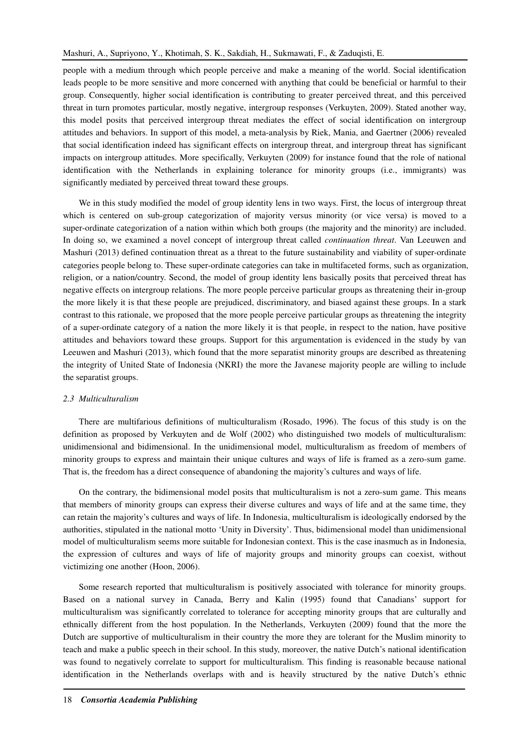people with a medium through which people perceive and make a meaning of the world. Social identification leads people to be more sensitive and more concerned with anything that could be beneficial or harmful to their group. Consequently, higher social identification is contributing to greater perceived threat, and this perceived threat in turn promotes particular, mostly negative, intergroup responses (Verkuyten, 2009). Stated another way, this model posits that perceived intergroup threat mediates the effect of social identification on intergroup attitudes and behaviors. In support of this model, a meta-analysis by Riek, Mania, and Gaertner (2006) revealed that social identification indeed has significant effects on intergroup threat, and intergroup threat has significant impacts on intergroup attitudes. More specifically, Verkuyten (2009) for instance found that the role of national identification with the Netherlands in explaining tolerance for minority groups (i.e., immigrants) was significantly mediated by perceived threat toward these groups.

We in this study modified the model of group identity lens in two ways. First, the locus of intergroup threat which is centered on sub-group categorization of majority versus minority (or vice versa) is moved to a super-ordinate categorization of a nation within which both groups (the majority and the minority) are included. In doing so, we examined a novel concept of intergroup threat called *continuation threat*. Van Leeuwen and Mashuri (2013) defined continuation threat as a threat to the future sustainability and viability of super-ordinate categories people belong to. These super-ordinate categories can take in multifaceted forms, such as organization, religion, or a nation/country. Second, the model of group identity lens basically posits that perceived threat has negative effects on intergroup relations. The more people perceive particular groups as threatening their in-group the more likely it is that these people are prejudiced, discriminatory, and biased against these groups. In a stark contrast to this rationale, we proposed that the more people perceive particular groups as threatening the integrity of a super-ordinate category of a nation the more likely it is that people, in respect to the nation, have positive attitudes and behaviors toward these groups. Support for this argumentation is evidenced in the study by van Leeuwen and Mashuri (2013), which found that the more separatist minority groups are described as threatening the integrity of United State of Indonesia (NKRI) the more the Javanese majority people are willing to include the separatist groups.

### *2.3 Multiculturalism*

There are multifarious definitions of multiculturalism (Rosado, 1996). The focus of this study is on the definition as proposed by Verkuyten and de Wolf (2002) who distinguished two models of multiculturalism: unidimensional and bidimensional. In the unidimensional model, multiculturalism as freedom of members of minority groups to express and maintain their unique cultures and ways of life is framed as a zero-sum game. That is, the freedom has a direct consequence of abandoning the majority's cultures and ways of life.

On the contrary, the bidimensional model posits that multiculturalism is not a zero-sum game. This means that members of minority groups can express their diverse cultures and ways of life and at the same time, they can retain the majority's cultures and ways of life. In Indonesia, multiculturalism is ideologically endorsed by the authorities, stipulated in the national motto 'Unity in Diversity'. Thus, bidimensional model than unidimensional model of multiculturalism seems more suitable for Indonesian context. This is the case inasmuch as in Indonesia, the expression of cultures and ways of life of majority groups and minority groups can coexist, without victimizing one another (Hoon, 2006).

Some research reported that multiculturalism is positively associated with tolerance for minority groups. Based on a national survey in Canada, Berry and Kalin (1995) found that Canadians' support for multiculturalism was significantly correlated to tolerance for accepting minority groups that are culturally and ethnically different from the host population. In the Netherlands, Verkuyten (2009) found that the more the Dutch are supportive of multiculturalism in their country the more they are tolerant for the Muslim minority to teach and make a public speech in their school. In this study, moreover, the native Dutch's national identification was found to negatively correlate to support for multiculturalism. This finding is reasonable because national identification in the Netherlands overlaps with and is heavily structured by the native Dutch's ethnic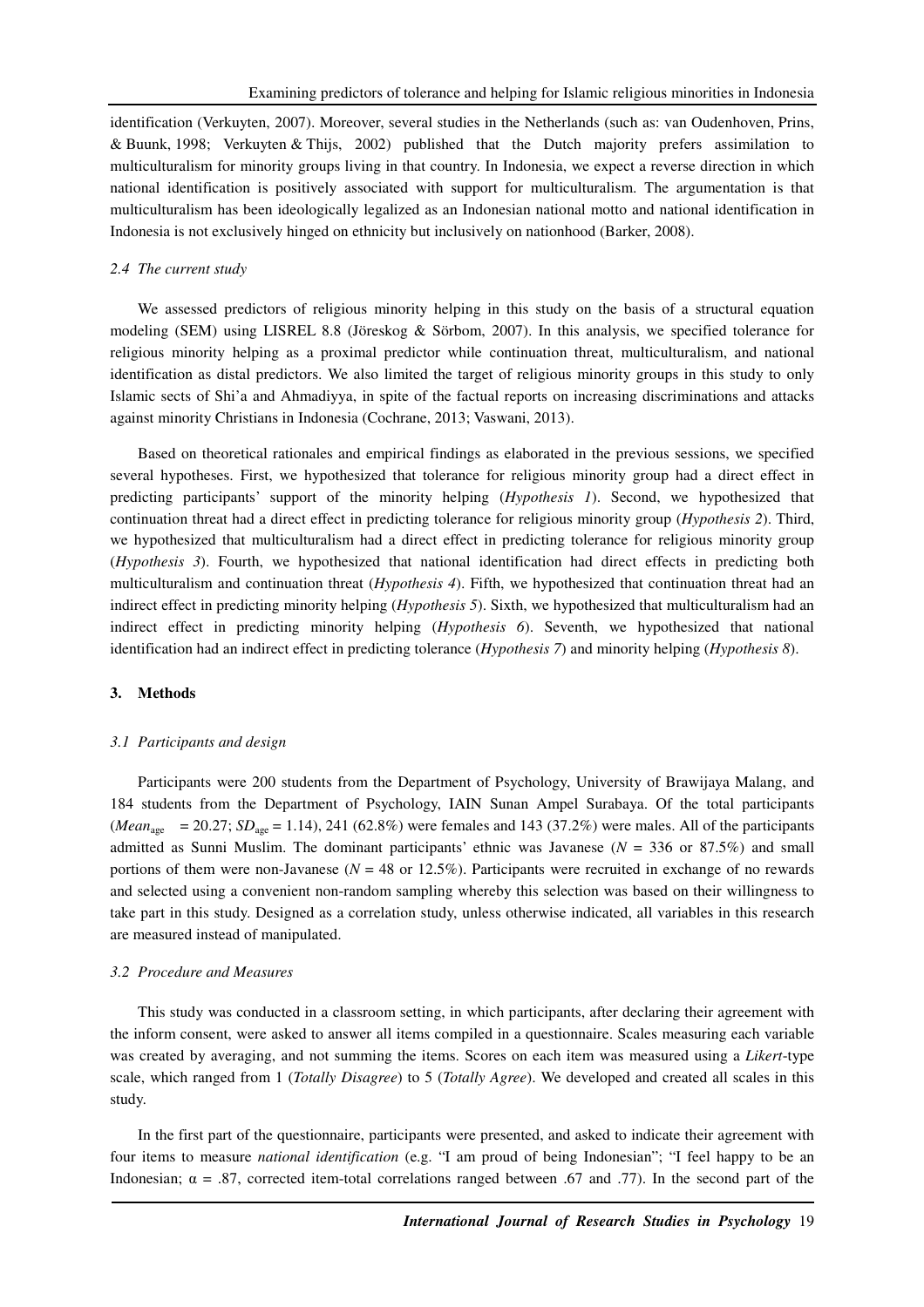identification (Verkuyten, 2007). Moreover, several studies in the Netherlands (such as: van Oudenhoven, Prins, & Buunk, 1998; Verkuyten & Thijs, 2002) published that the Dutch majority prefers assimilation to multiculturalism for minority groups living in that country. In Indonesia, we expect a reverse direction in which national identification is positively associated with support for multiculturalism. The argumentation is that multiculturalism has been ideologically legalized as an Indonesian national motto and national identification in Indonesia is not exclusively hinged on ethnicity but inclusively on nationhood (Barker, 2008).

### *2.4 The current study*

We assessed predictors of religious minority helping in this study on the basis of a structural equation modeling (SEM) using LISREL 8.8 (Jöreskog & Sörbom, 2007). In this analysis, we specified tolerance for religious minority helping as a proximal predictor while continuation threat, multiculturalism, and national identification as distal predictors. We also limited the target of religious minority groups in this study to only Islamic sects of Shi'a and Ahmadiyya, in spite of the factual reports on increasing discriminations and attacks against minority Christians in Indonesia (Cochrane, 2013; Vaswani, 2013).

Based on theoretical rationales and empirical findings as elaborated in the previous sessions, we specified several hypotheses. First, we hypothesized that tolerance for religious minority group had a direct effect in predicting participants' support of the minority helping (*Hypothesis 1*). Second, we hypothesized that continuation threat had a direct effect in predicting tolerance for religious minority group (*Hypothesis 2*). Third, we hypothesized that multiculturalism had a direct effect in predicting tolerance for religious minority group (*Hypothesis 3*). Fourth, we hypothesized that national identification had direct effects in predicting both multiculturalism and continuation threat (*Hypothesis 4*). Fifth, we hypothesized that continuation threat had an indirect effect in predicting minority helping (*Hypothesis 5*). Sixth, we hypothesized that multiculturalism had an indirect effect in predicting minority helping (*Hypothesis 6*). Seventh, we hypothesized that national identification had an indirect effect in predicting tolerance (*Hypothesis 7*) and minority helping (*Hypothesis 8*).

## 3. Methods

### *3.1 Participants and design*

Participants were 200 students from the Department of Psychology, University of Brawijaya Malang, and 184 students from the Department of Psychology, IAIN Sunan Ampel Surabaya. Of the total participants ($Mean_{age}$ = 20.27; $SD_{age}$ = 1.14), 241 (62.8%) were females and 143 (37.2%) were males. All of the participants admitted as Sunni Muslim. The dominant participants' ethnic was Javanese ($N$ = 336 or 87.5%) and small portions of them were non-Javanese ($N$ = 48 or 12.5%). Participants were recruited in exchange of no rewards and selected using a convenient non-random sampling whereby this selection was based on their willingness to take part in this study. Designed as a correlation study, unless otherwise indicated, all variables in this research are measured instead of manipulated.

### *3.2 Procedure and Measures*

This study was conducted in a classroom setting, in which participants, after declaring their agreement with the inform consent, were asked to answer all items compiled in a questionnaire. Scales measuring each variable was created by averaging, and not summing the items. Scores on each item was measured using a *Likert*-type scale, which ranged from 1 (*Totally Disagree*) to 5 (*Totally Agree*). We developed and created all scales in this study.

In the first part of the questionnaire, participants were presented, and asked to indicate their agreement with four items to measure *national identification* (e.g. "I am proud of being Indonesian"; "I feel happy to be an Indonesian; $\alpha$ = .87, corrected item-total correlations ranged between .67 and .77). In the second part of the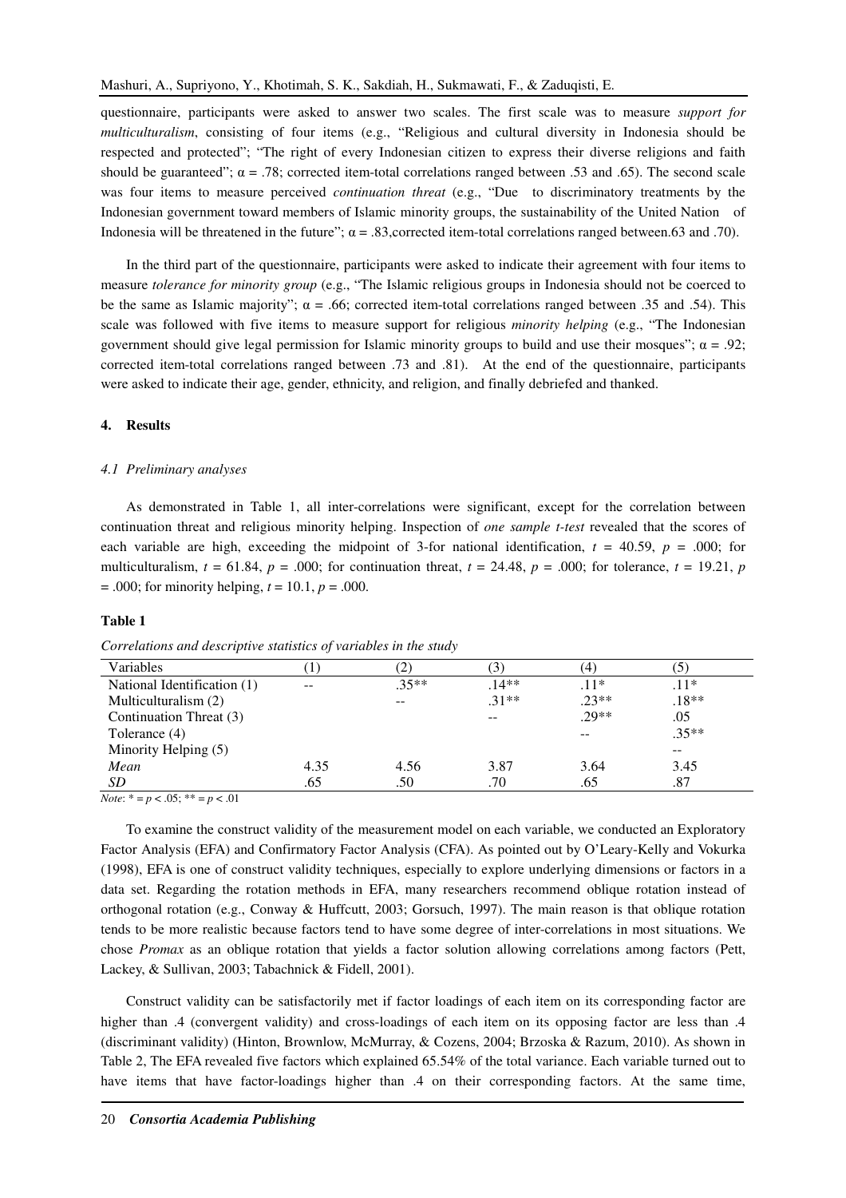questionnaire, participants were asked to answer two scales. The first scale was to measure *support for multiculturalism*, consisting of four items (e.g., "Religious and cultural diversity in Indonesia should be respected and protected"; "The right of every Indonesian citizen to express their diverse religions and faith should be guaranteed"; $\alpha = .78$; corrected item-total correlations ranged between .53 and .65). The second scale was four items to measure perceived *continuation threat* (e.g., "Due to discriminatory treatments by the Indonesian government toward members of Islamic minority groups, the sustainability of the United Nation of Indonesia will be threatened in the future"; $\alpha = .83$,corrected item-total correlations ranged between.63 and .70).

In the third part of the questionnaire, participants were asked to indicate their agreement with four items to measure *tolerance for minority group* (e.g., "The Islamic religious groups in Indonesia should not be coerced to be the same as Islamic majority"; $\alpha = .66$; corrected item-total correlations ranged between .35 and .54). This scale was followed with five items to measure support for religious *minority helping* (e.g., "The Indonesian government should give legal permission for Islamic minority groups to build and use their mosques"; $\alpha = .92$; corrected item-total correlations ranged between .73 and .81). At the end of the questionnaire, participants were asked to indicate their age, gender, ethnicity, and religion, and finally debriefed and thanked.

## 4. Results

### *4.1 Preliminary analyses*

As demonstrated in Table 1, all inter-correlations were significant, except for the correlation between continuation threat and religious minority helping. Inspection of *one sample t-test* revealed that the scores of each variable are high, exceeding the midpoint of 3-for national identification, $t = 40.59$, $p = .000$; for multiculturalism, $t = 61.84$, $p = .000$; for continuation threat, $t = 24.48$, $p = .000$; for tolerance, $t = 19.21$, $p = .000$; for minority helping, $t = 10.1$, $p = .000$.

**Table 1**

*Correlations and descriptive statistics of variables in the study*

| Variables | (1) | (2) | (3) | (4) | (5) |
|---|---|---|---|---|---|
| National Identification (1) | -- | .35** | .14** | .11* | .11* |
| Multiculturalism (2) | | -- | .31** | .23** | .18** |
| Continuation Threat (3) | | | -- | .29** | .05 |
| Tolerance (4) | | | | -- | .35** |
| Minority Helping (5) | | | | | -- |
| *Mean* | 4.35 | 4.56 | 3.87 | 3.64 | 3.45 |
| *SD* | .65 | .50 | .70 | .65 | .87 |

*Note*: * = $p < .05$; ** = $p < .01$

To examine the construct validity of the measurement model on each variable, we conducted an Exploratory Factor Analysis (EFA) and Confirmatory Factor Analysis (CFA). As pointed out by O'Leary-Kelly and Vokurka (1998), EFA is one of construct validity techniques, especially to explore underlying dimensions or factors in a data set. Regarding the rotation methods in EFA, many researchers recommend oblique rotation instead of orthogonal rotation (e.g., Conway & Huffcutt, 2003; Gorsuch, 1997). The main reason is that oblique rotation tends to be more realistic because factors tend to have some degree of inter-correlations in most situations. We chose *Promax* as an oblique rotation that yields a factor solution allowing correlations among factors (Pett, Lackey, & Sullivan, 2003; Tabachnick & Fidell, 2001).

Construct validity can be satisfactorily met if factor loadings of each item on its corresponding factor are higher than .4 (convergent validity) and cross-loadings of each item on its opposing factor are less than .4 (discriminant validity) (Hinton, Brownlow, McMurray, & Cozens, 2004; Brzoska & Razum, 2010). As shown in Table 2, The EFA revealed five factors which explained 65.54% of the total variance. Each variable turned out to have items that have factor-loadings higher than .4 on their corresponding factors. At the same time,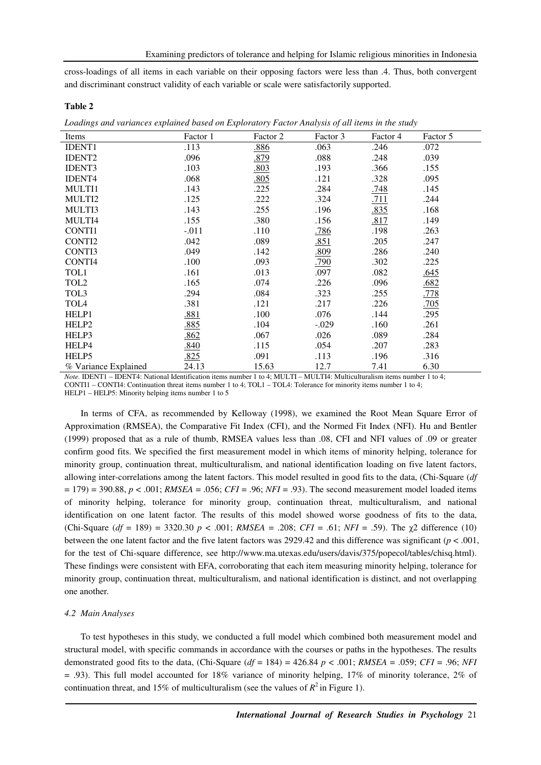cross-loadings of all items in each variable on their opposing factors were less than .4. Thus, both convergent and discriminant construct validity of each variable or scale were satisfactorily supported.

**Table 2**

*Loadings and variances explained based on Exploratory Factor Analysis of all items in the study*

| Items | Factor 1 | Factor 2 | Factor 3 | Factor 4 | Factor 5 |
|---|---|---|---|---|---|
| IDENT1 | .113 | <u>.886</u> | .063 | .246 | .072 |
| IDENT2 | .096 | <u>.879</u> | .088 | .248 | .039 |
| IDENT3 | .103 | <u>.803</u> | .193 | .366 | .155 |
| IDENT4 | .068 | <u>.805</u> | .121 | .328 | .095 |
| MULTI1 | .143 | .225 | .284 | <u>.748</u> | .145 |
| MULTI2 | .125 | .222 | .324 | <u>.711</u> | .244 |
| MULTI3 | .143 | .255 | .196 | <u>.835</u> | .168 |
| MULTI4 | .155 | .380 | .156 | <u>.817</u> | .149 |
| CONTI1 | -.011 | .110 | <u>.786</u> | .198 | .263 |
| CONTI2 | .042 | .089 | <u>.851</u> | .205 | .247 |
| CONTI3 | .049 | .142 | <u>.809</u> | .286 | .240 |
| CONTI4 | .100 | .093 | <u>.790</u> | .302 | .225 |
| TOL1 | .161 | .013 | .097 | .082 | <u>.645</u> |
| TOL2 | .165 | .074 | .226 | .096 | <u>.682</u> |
| TOL3 | .294 | .084 | .323 | .255 | <u>.778</u> |
| TOL4 | .381 | .121 | .217 | .226 | <u>.705</u> |
| HELP1 | <u>.881</u> | .100 | .076 | .144 | .295 |
| HELP2 | <u>.885</u> | .104 | -.029 | .160 | .261 |
| HELP3 | <u>.862</u> | .067 | .026 | .089 | .284 |
| HELP4 | <u>.840</u> | .115 | .054 | .207 | .283 |
| HELP5 | <u>.825</u> | .091 | .113 | .196 | .316 |
| % Variance Explained | 24.13 | 15.63 | 12.7 | 7.41 | 6.30 |

*Note.* IDENT1 – IDENT4: National Identification items number 1 to 4; MULTI – MULTI4: Multiculturalism items number 1 to 4; CONTI1 – CONTI4: Continuation threat items number 1 to 4; TOL1 – TOL4: Tolerance for minority items number 1 to 4; HELP1 – HELP5: Minority helping items number 1 to 5

In terms of CFA, as recommended by Kelloway (1998), we examined the Root Mean Square Error of Approximation (RMSEA), the Comparative Fit Index (CFI), and the Normed Fit Index (NFI). Hu and Bentler (1999) proposed that as a rule of thumb, RMSEA values less than .08, CFI and NFI values of .09 or greater confirm good fits. We specified the first measurement model in which items of minority helping, tolerance for minority group, continuation threat, multiculturalism, and national identification loading on five latent factors, allowing inter-correlations among the latent factors. This model resulted in good fits to the data, (Chi-Square ($df$ = 179) = 390.88, $p < .001$; $RMSEA$ = .056; $CFI$ = .96; $NFI$ = .93). The second measurement model loaded items of minority helping, tolerance for minority group, continuation threat, multiculturalism, and national identification on one latent factor. The results of this model showed worse goodness of fits to the data, (Chi-Square ($df$ = 189) = 3320.30 $p < .001$; $RMSEA$ = .208; $CFI$ = .61; $NFI$ = .59). The $\chi 2$ difference (10) between the one latent factor and the five latent factors was 2929.42 and this difference was significant ($p < .001$, for the test of Chi-square difference, see http://www.ma.utexas.edu/users/davis/375/popecol/tables/chisq.html). These findings were consistent with EFA, corroborating that each item measuring minority helping, tolerance for minority group, continuation threat, multiculturalism, and national identification is distinct, and not overlapping one another.

### *4.2 Main Analyses*

To test hypotheses in this study, we conducted a full model which combined both measurement model and structural model, with specific commands in accordance with the courses or paths in the hypotheses. The results demonstrated good fits to the data, (Chi-Square ($df$ = 184) = 426.84 $p < .001$; $RMSEA$ = .059; $CFI$ = .96; $NFI$ = .93). This full model accounted for 18% variance of minority helping, 17% of minority tolerance, 2% of continuation threat, and 15% of multiculturalism (see the values of $R^2$ in Figure 1).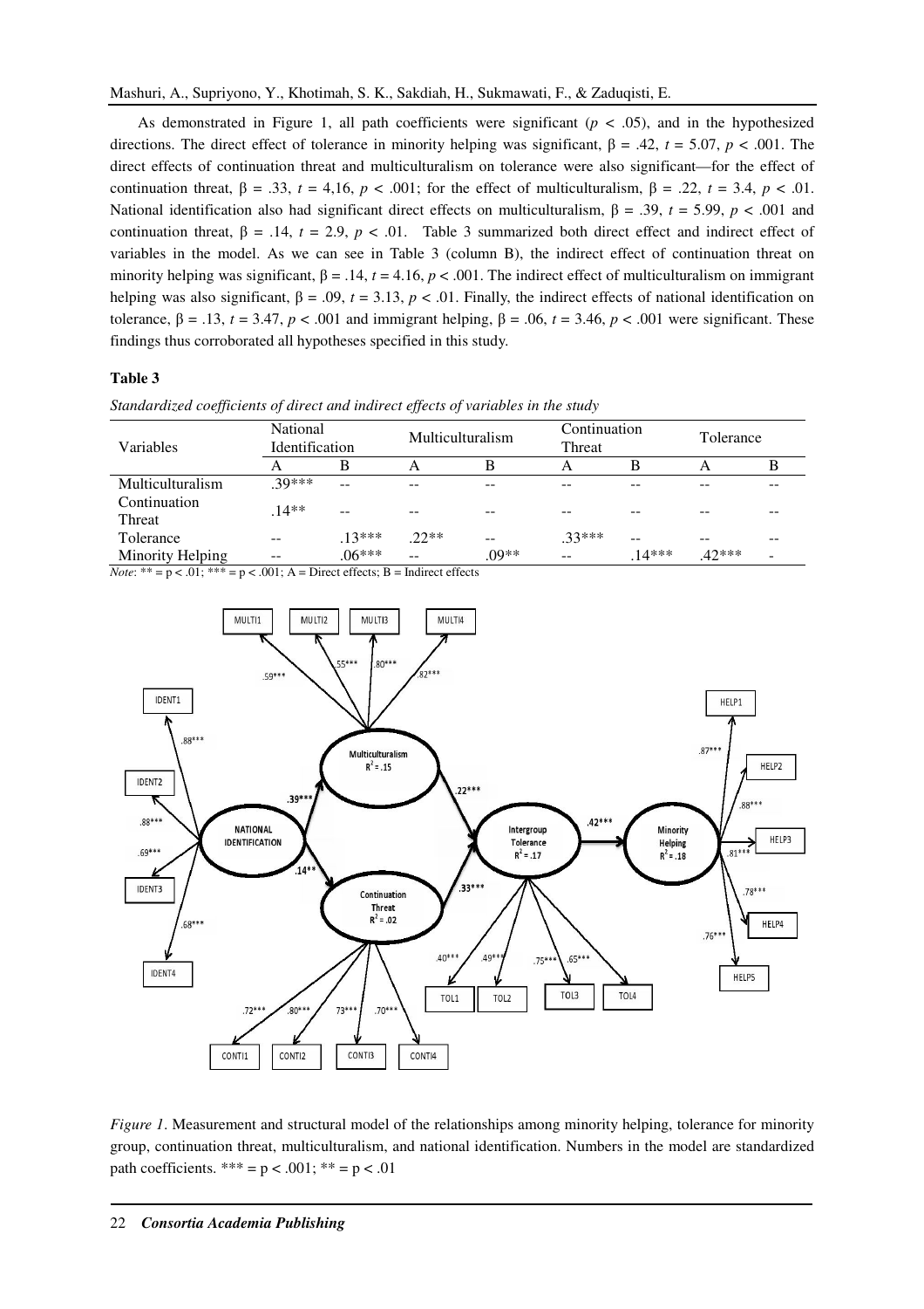As demonstrated in Figure 1, all path coefficients were significant ($p$ < .05), and in the hypothesized directions. The direct effect of tolerance in minority helping was significant, β = .42, $t$ = 5.07, $p$ < .001. The direct effects of continuation threat and multiculturalism on tolerance were also significant—for the effect of continuation threat, β = .33, $t$ = 4,16, $p$ < .001; for the effect of multiculturalism, β = .22, $t$ = 3.4, $p$ < .01. National identification also had significant direct effects on multiculturalism, β = .39, $t$ = 5.99, $p$ < .001 and continuation threat, β = .14, $t$ = 2.9, $p$ < .01. Table 3 summarized both direct effect and indirect effect of variables in the model. As we can see in Table 3 (column B), the indirect effect of continuation threat on minority helping was significant, β = .14, $t$ = 4.16, $p$ < .001. The indirect effect of multiculturalism on immigrant helping was also significant, β = .09, $t$ = 3.13, $p$ < .01. Finally, the indirect effects of national identification on tolerance, β = .13, $t$ = 3.47, $p$ < .001 and immigrant helping, β = .06, $t$ = 3.46, $p$ < .001 were significant. These findings thus corroborated all hypotheses specified in this study.

**Table 3**

*Standardized coefficients of direct and indirect effects of variables in the study*

| Variables | National Identification | | Multiculturalism | | Continuation Threat | | Tolerance | |
|---|---|---|---|---|---|---|---|---|
| | A | B | A | B | A | B | A | B |
| Multiculturalism | .39*** | -- | -- | -- | -- | -- | -- | -- |
| Continuation Threat | .14** | -- | -- | -- | -- | -- | -- | -- |
| Tolerance | -- | .13*** | .22** | -- | .33*** | -- | -- | -- |
| Minority Helping | -- | .06*** | -- | .09** | -- | .14*** | .42*** | - |

*Note*: ** = p < .01; *** = p < .001; A = Direct effects; B = Indirect effects

MULTI1 MULTI2 MULTI3 MULTI4
.59*** .55*** .80*** .82***
Multiculturalism $R^2$ = .15
IDENT1 IDENT2 IDENT3 IDENT4
.88*** .88*** .69*** .68***
NATIONAL IDENTIFICATION
.39*** .14**
Continuation Threat $R^2$ = .02
CONTI1 CONTI2 CONTI3 CONTI4
.72*** .80*** 73*** .70***
.22*** .33***
Intergroup Tolerance $R^2$ = .17
TOL1 TOL2 TOL3 TOL4
.40*** .49*** .75*** .65***
.42***
Minority Helping $R^2$ = .18
HELP1 HELP2 HELP3 HELP4 HELP5
.87*** .88*** .81*** .78*** .76***

*Figure 1*. Measurement and structural model of the relationships among minority helping, tolerance for minority group, continuation threat, multiculturalism, and national identification. Numbers in the model are standardized path coefficients. *** = p < .001; ** = p < .01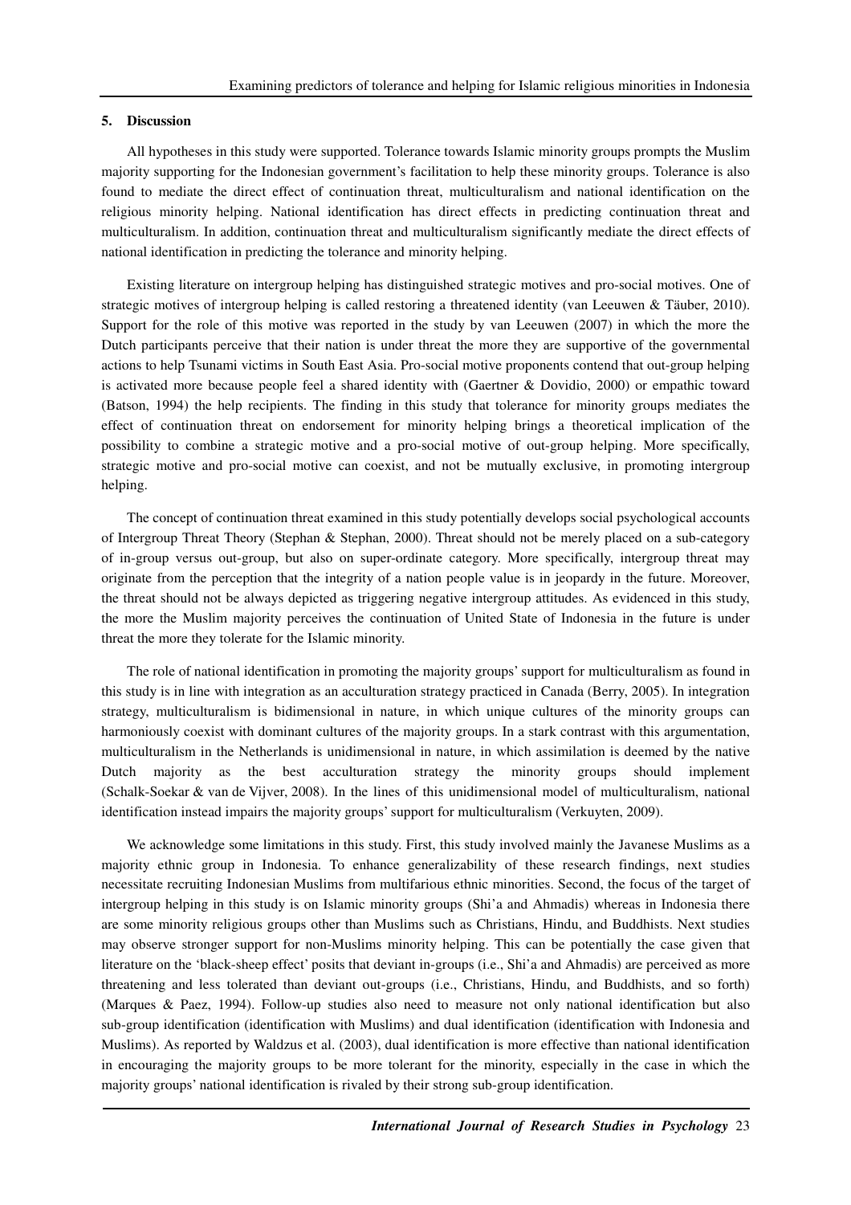## 5. Discussion

All hypotheses in this study were supported. Tolerance towards Islamic minority groups prompts the Muslim majority supporting for the Indonesian government's facilitation to help these minority groups. Tolerance is also found to mediate the direct effect of continuation threat, multiculturalism and national identification on the religious minority helping. National identification has direct effects in predicting continuation threat and multiculturalism. In addition, continuation threat and multiculturalism significantly mediate the direct effects of national identification in predicting the tolerance and minority helping.

Existing literature on intergroup helping has distinguished strategic motives and pro-social motives. One of strategic motives of intergroup helping is called restoring a threatened identity (van Leeuwen & Täuber, 2010). Support for the role of this motive was reported in the study by van Leeuwen (2007) in which the more the Dutch participants perceive that their nation is under threat the more they are supportive of the governmental actions to help Tsunami victims in South East Asia. Pro-social motive proponents contend that out-group helping is activated more because people feel a shared identity with (Gaertner & Dovidio, 2000) or empathic toward (Batson, 1994) the help recipients. The finding in this study that tolerance for minority groups mediates the effect of continuation threat on endorsement for minority helping brings a theoretical implication of the possibility to combine a strategic motive and a pro-social motive of out-group helping. More specifically, strategic motive and pro-social motive can coexist, and not be mutually exclusive, in promoting intergroup helping.

The concept of continuation threat examined in this study potentially develops social psychological accounts of Intergroup Threat Theory (Stephan & Stephan, 2000). Threat should not be merely placed on a sub-category of in-group versus out-group, but also on super-ordinate category. More specifically, intergroup threat may originate from the perception that the integrity of a nation people value is in jeopardy in the future. Moreover, the threat should not be always depicted as triggering negative intergroup attitudes. As evidenced in this study, the more the Muslim majority perceives the continuation of United State of Indonesia in the future is under threat the more they tolerate for the Islamic minority.

The role of national identification in promoting the majority groups' support for multiculturalism as found in this study is in line with integration as an acculturation strategy practiced in Canada (Berry, 2005). In integration strategy, multiculturalism is bidimensional in nature, in which unique cultures of the minority groups can harmoniously coexist with dominant cultures of the majority groups. In a stark contrast with this argumentation, multiculturalism in the Netherlands is unidimensional in nature, in which assimilation is deemed by the native Dutch majority as the best acculturation strategy the minority groups should implement (Schalk-Soekar & van de Vijver, 2008). In the lines of this unidimensional model of multiculturalism, national identification instead impairs the majority groups' support for multiculturalism (Verkuyten, 2009).

We acknowledge some limitations in this study. First, this study involved mainly the Javanese Muslims as a majority ethnic group in Indonesia. To enhance generalizability of these research findings, next studies necessitate recruiting Indonesian Muslims from multifarious ethnic minorities. Second, the focus of the target of intergroup helping in this study is on Islamic minority groups (Shi'a and Ahmadis) whereas in Indonesia there are some minority religious groups other than Muslims such as Christians, Hindu, and Buddhists. Next studies may observe stronger support for non-Muslims minority helping. This can be potentially the case given that literature on the 'black-sheep effect' posits that deviant in-groups (i.e., Shi'a and Ahmadis) are perceived as more threatening and less tolerated than deviant out-groups (i.e., Christians, Hindu, and Buddhists, and so forth) (Marques & Paez, 1994). Follow-up studies also need to measure not only national identification but also sub-group identification (identification with Muslims) and dual identification (identification with Indonesia and Muslims). As reported by Waldzus et al. (2003), dual identification is more effective than national identification in encouraging the majority groups to be more tolerant for the minority, especially in the case in which the majority groups' national identification is rivaled by their strong sub-group identification.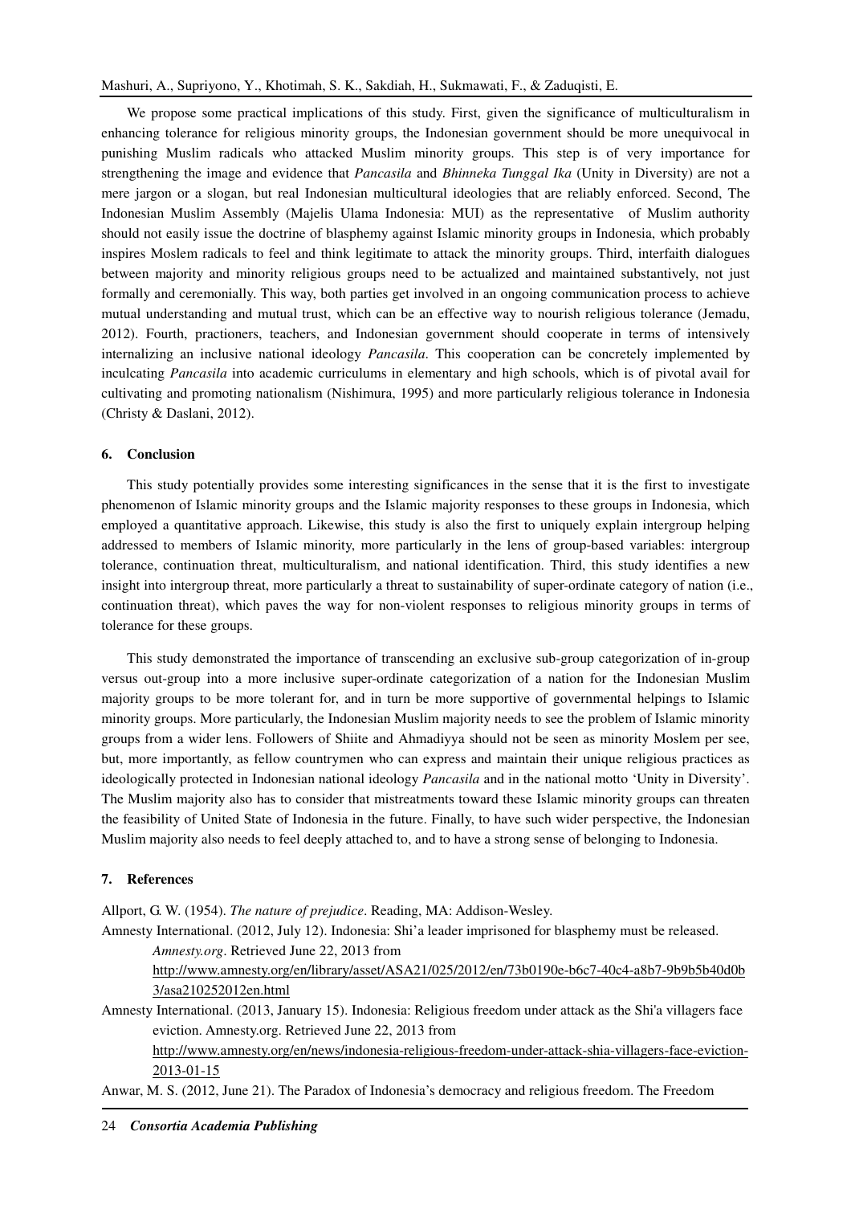We propose some practical implications of this study. First, given the significance of multiculturalism in enhancing tolerance for religious minority groups, the Indonesian government should be more unequivocal in punishing Muslim radicals who attacked Muslim minority groups. This step is of very importance for strengthening the image and evidence that *Pancasila* and *Bhinneka Tunggal Ika* (Unity in Diversity) are not a mere jargon or a slogan, but real Indonesian multicultural ideologies that are reliably enforced. Second, The Indonesian Muslim Assembly (Majelis Ulama Indonesia: MUI) as the representative of Muslim authority should not easily issue the doctrine of blasphemy against Islamic minority groups in Indonesia, which probably inspires Moslem radicals to feel and think legitimate to attack the minority groups. Third, interfaith dialogues between majority and minority religious groups need to be actualized and maintained substantively, not just formally and ceremonially. This way, both parties get involved in an ongoing communication process to achieve mutual understanding and mutual trust, which can be an effective way to nourish religious tolerance (Jemadu, 2012). Fourth, practioners, teachers, and Indonesian government should cooperate in terms of intensively internalizing an inclusive national ideology *Pancasila*. This cooperation can be concretely implemented by inculcating *Pancasila* into academic curriculums in elementary and high schools, which is of pivotal avail for cultivating and promoting nationalism (Nishimura, 1995) and more particularly religious tolerance in Indonesia (Christy & Daslani, 2012).

## 6. Conclusion

This study potentially provides some interesting significances in the sense that it is the first to investigate phenomenon of Islamic minority groups and the Islamic majority responses to these groups in Indonesia, which employed a quantitative approach. Likewise, this study is also the first to uniquely explain intergroup helping addressed to members of Islamic minority, more particularly in the lens of group-based variables: intergroup tolerance, continuation threat, multiculturalism, and national identification. Third, this study identifies a new insight into intergroup threat, more particularly a threat to sustainability of super-ordinate category of nation (i.e., continuation threat), which paves the way for non-violent responses to religious minority groups in terms of tolerance for these groups.

This study demonstrated the importance of transcending an exclusive sub-group categorization of in-group versus out-group into a more inclusive super-ordinate categorization of a nation for the Indonesian Muslim majority groups to be more tolerant for, and in turn be more supportive of governmental helpings to Islamic minority groups. More particularly, the Indonesian Muslim majority needs to see the problem of Islamic minority groups from a wider lens. Followers of Shiite and Ahmadiyya should not be seen as minority Moslem per see, but, more importantly, as fellow countrymen who can express and maintain their unique religious practices as ideologically protected in Indonesian national ideology *Pancasila* and in the national motto 'Unity in Diversity'. The Muslim majority also has to consider that mistreatments toward these Islamic minority groups can threaten the feasibility of United State of Indonesia in the future. Finally, to have such wider perspective, the Indonesian Muslim majority also needs to feel deeply attached to, and to have a strong sense of belonging to Indonesia.

## 7. References

Allport, G. W. (1954). *The nature of prejudice*. Reading, MA: Addison-Wesley.

Amnesty International. (2012, July 12). Indonesia: Shi'a leader imprisoned for blasphemy must be released. *Amnesty.org*. Retrieved June 22, 2013 from http://www.amnesty.org/en/library/asset/ASA21/025/2012/en/73b0190e-b6c7-40c4-a8b7-9b9b5b40d0b3/asa210252012en.html

Amnesty International. (2013, January 15). Indonesia: Religious freedom under attack as the Shi'a villagers face eviction. Amnesty.org. Retrieved June 22, 2013 from http://www.amnesty.org/en/news/indonesia-religious-freedom-under-attack-shia-villagers-face-eviction-2013-01-15

Anwar, M. S. (2012, June 21). The Paradox of Indonesia's democracy and religious freedom. The Freedom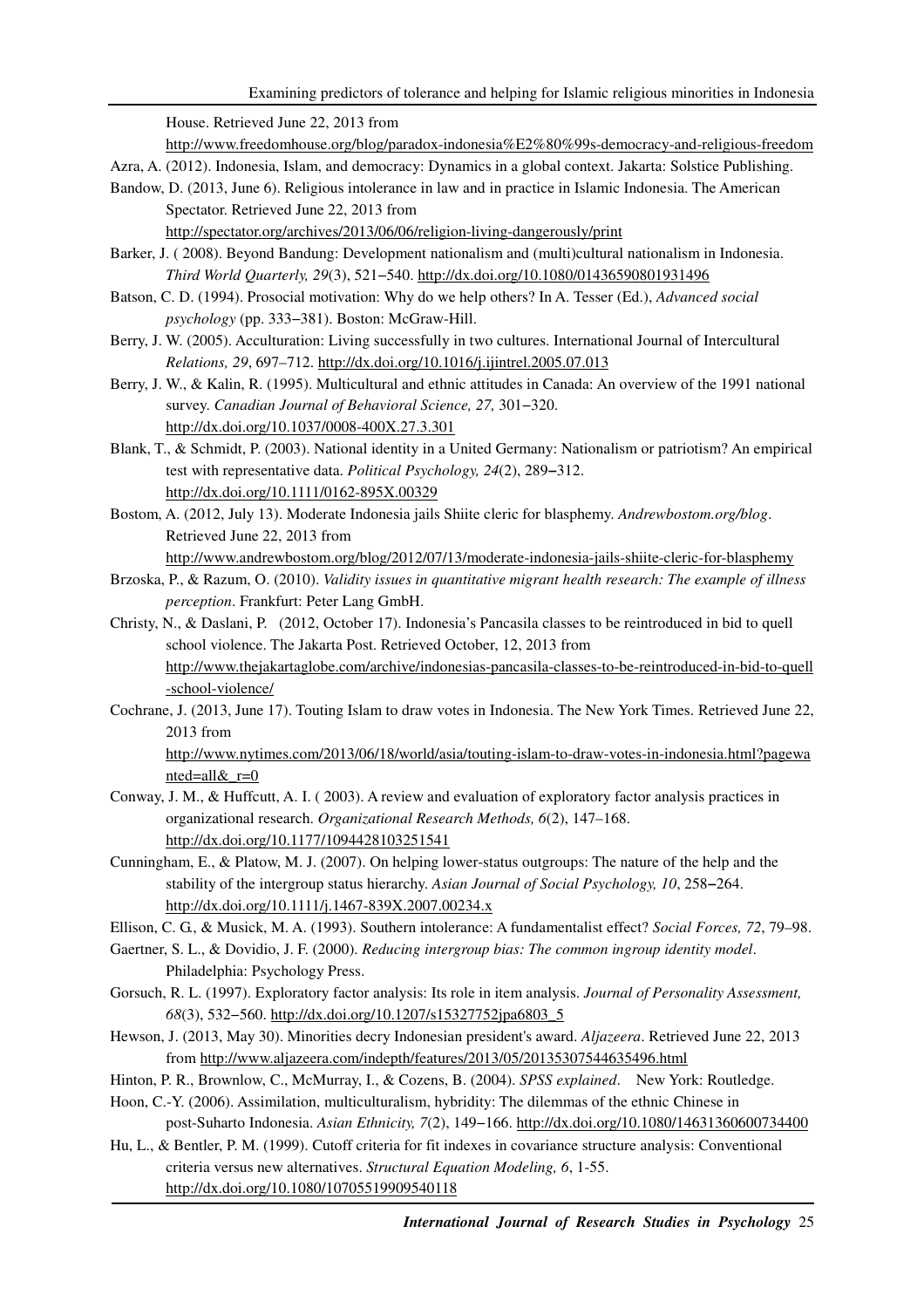House. Retrieved June 22, 2013 from http://www.freedomhouse.org/blog/paradox-indonesia%E2%80%99s-democracy-and-religious-freedom

Azra, A. (2012). Indonesia, Islam, and democracy: Dynamics in a global context. Jakarta: Solstice Publishing.

Bandow, D. (2013, June 6). Religious intolerance in law and in practice in Islamic Indonesia. The American Spectator. Retrieved June 22, 2013 from http://spectator.org/archives/2013/06/06/religion-living-dangerously/print

Barker, J. ( 2008). Beyond Bandung: Development nationalism and (multi)cultural nationalism in Indonesia. *Third World Quarterly, 29*(3), 521–540. http://dx.doi.org/10.1080/01436590801931496

Batson, C. D. (1994). Prosocial motivation: Why do we help others? In A. Tesser (Ed.), *Advanced social psychology* (pp. 333–381). Boston: McGraw-Hill.

Berry, J. W. (2005). Acculturation: Living successfully in two cultures. International Journal of Intercultural *Relations, 29*, 697–712. http://dx.doi.org/10.1016/j.ijintrel.2005.07.013

Berry, J. W., & Kalin, R. (1995). Multicultural and ethnic attitudes in Canada: An overview of the 1991 national survey. *Canadian Journal of Behavioral Science, 27,* 301–320. http://dx.doi.org/10.1037/0008-400X.27.3.301

Blank, T., & Schmidt, P. (2003). National identity in a United Germany: Nationalism or patriotism? An empirical test with representative data. *Political Psychology, 24*(2), 289–312. http://dx.doi.org/10.1111/0162-895X.00329

Bostom, A. (2012, July 13). Moderate Indonesia jails Shiite cleric for blasphemy. *Andrewbostom.org/blog*. Retrieved June 22, 2013 from http://www.andrewbostom.org/blog/2012/07/13/moderate-indonesia-jails-shiite-cleric-for-blasphemy

Brzoska, P., & Razum, O. (2010). *Validity issues in quantitative migrant health research: The example of illness perception*. Frankfurt: Peter Lang GmbH.

Christy, N., & Daslani, P. (2012, October 17). Indonesia's Pancasila classes to be reintroduced in bid to quell school violence. The Jakarta Post. Retrieved October, 12, 2013 from http://www.thejakartaglobe.com/archive/indonesias-pancasila-classes-to-be-reintroduced-in-bid-to-quell-school-violence/

Cochrane, J. (2013, June 17). Touting Islam to draw votes in Indonesia. The New York Times. Retrieved June 22, 2013 from http://www.nytimes.com/2013/06/18/world/asia/touting-islam-to-draw-votes-in-indonesia.html?pagewanted=all&_r=0

Conway, J. M., & Huffcutt, A. I. ( 2003). A review and evaluation of exploratory factor analysis practices in organizational research. *Organizational Research Methods, 6*(2), 147–168. http://dx.doi.org/10.1177/1094428103251541

Cunningham, E., & Platow, M. J. (2007). On helping lower-status outgroups: The nature of the help and the stability of the intergroup status hierarchy. *Asian Journal of Social Psychology, 10*, 258–264. http://dx.doi.org/10.1111/j.1467-839X.2007.00234.x

Ellison, C. G., & Musick, M. A. (1993). Southern intolerance: A fundamentalist effect? *Social Forces, 72*, 79–98.

Gaertner, S. L., & Dovidio, J. F. (2000). *Reducing intergroup bias: The common ingroup identity model*. Philadelphia: Psychology Press.

Gorsuch, R. L. (1997). Exploratory factor analysis: Its role in item analysis. *Journal of Personality Assessment, 68*(3), 532–560. http://dx.doi.org/10.1207/s15327752jpa6803_5

Hewson, J. (2013, May 30). Minorities decry Indonesian president's award. *Aljazeera*. Retrieved June 22, 2013 from http://www.aljazeera.com/indepth/features/2013/05/20135307544635496.html

Hinton, P. R., Brownlow, C., McMurray, I., & Cozens, B. (2004). *SPSS explained*. New York: Routledge.

Hoon, C.-Y. (2006). Assimilation, multiculturalism, hybridity: The dilemmas of the ethnic Chinese in post-Suharto Indonesia. *Asian Ethnicity, 7*(2), 149–166. http://dx.doi.org/10.1080/14631360600734400

Hu, L., & Bentler, P. M. (1999). Cutoff criteria for fit indexes in covariance structure analysis: Conventional criteria versus new alternatives. *Structural Equation Modeling, 6*, 1-55. http://dx.doi.org/10.1080/10705519909540118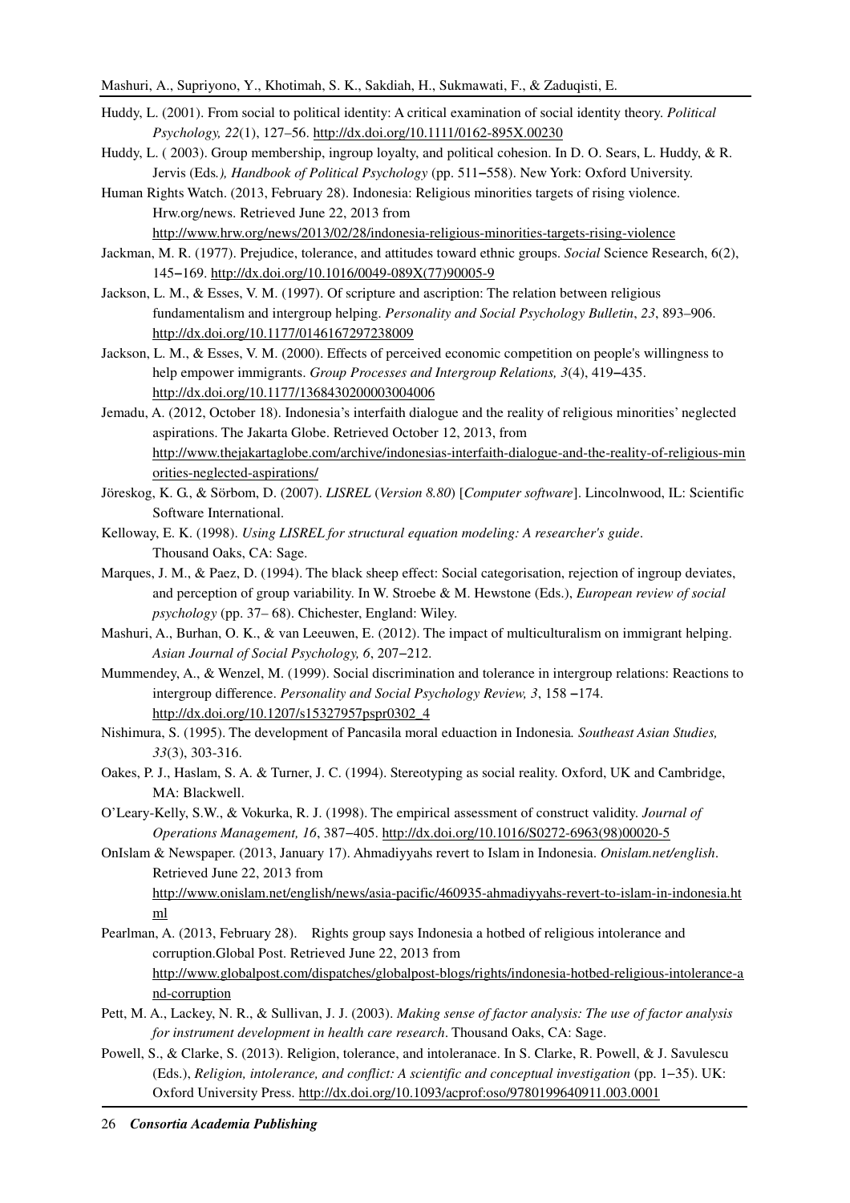Huddy, L. (2001). From social to political identity: A critical examination of social identity theory. *Political Psychology, 22*(1), 127–56. http://dx.doi.org/10.1111/0162-895X.00230

Huddy, L. ( 2003). Group membership, ingroup loyalty, and political cohesion. In D. O. Sears, L. Huddy, & R. Jervis (Eds*.), Handbook of Political Psychology* (pp. 511–558). New York: Oxford University.

Human Rights Watch. (2013, February 28). Indonesia: Religious minorities targets of rising violence. Hrw.org/news. Retrieved June 22, 2013 from http://www.hrw.org/news/2013/02/28/indonesia-religious-minorities-targets-rising-violence

Jackman, M. R. (1977). Prejudice, tolerance, and attitudes toward ethnic groups. *Social* Science Research, 6(2), 145–169. http://dx.doi.org/10.1016/0049-089X(77)90005-9

Jackson, L. M., & Esses, V. M. (1997). Of scripture and ascription: The relation between religious fundamentalism and intergroup helping. *Personality and Social Psychology Bulletin*, *23*, 893–906. http://dx.doi.org/10.1177/0146167297238009

Jackson, L. M., & Esses, V. M. (2000). Effects of perceived economic competition on people's willingness to help empower immigrants. *Group Processes and Intergroup Relations, 3*(4), 419–435. http://dx.doi.org/10.1177/1368430200003004006

Jemadu, A. (2012, October 18). Indonesia's interfaith dialogue and the reality of religious minorities' neglected aspirations. The Jakarta Globe. Retrieved October 12, 2013, from http://www.thejakartaglobe.com/archive/indonesias-interfaith-dialogue-and-the-reality-of-religious-minorities-neglected-aspirations/

Jöreskog, K. G., & Sörbom, D. (2007). *LISREL* (*Version 8.80*) [*Computer software*]. Lincolnwood, IL: Scientific Software International.

Kelloway, E. K. (1998). *Using LISREL for structural equation modeling: A researcher's guide*. Thousand Oaks, CA: Sage.

Marques, J. M., & Paez, D. (1994). The black sheep effect: Social categorisation, rejection of ingroup deviates, and perception of group variability. In W. Stroebe & M. Hewstone (Eds.), *European review of social psychology* (pp. 37– 68). Chichester, England: Wiley.

Mashuri, A., Burhan, O. K., & van Leeuwen, E. (2012). The impact of multiculturalism on immigrant helping. *Asian Journal of Social Psychology, 6*, 207–212.

Mummendey, A., & Wenzel, M. (1999). Social discrimination and tolerance in intergroup relations: Reactions to intergroup difference. *Personality and Social Psychology Review, 3*, 158 –174. http://dx.doi.org/10.1207/s15327957pspr0302_4

Nishimura, S. (1995). The development of Pancasila moral eduaction in Indonesia*. Southeast Asian Studies, 33*(3), 303-316.

Oakes, P. J., Haslam, S. A. & Turner, J. C. (1994). Stereotyping as social reality. Oxford, UK and Cambridge, MA: Blackwell.

O'Leary-Kelly, S.W., & Vokurka, R. J. (1998). The empirical assessment of construct validity. *Journal of Operations Management, 16*, 387–405. http://dx.doi.org/10.1016/S0272-6963(98)00020-5

OnIslam & Newspaper. (2013, January 17). Ahmadiyyahs revert to Islam in Indonesia. *Onislam.net/english*. Retrieved June 22, 2013 from http://www.onislam.net/english/news/asia-pacific/460935-ahmadiyyahs-revert-to-islam-in-indonesia.html

Pearlman, A. (2013, February 28). Rights group says Indonesia a hotbed of religious intolerance and corruption.Global Post. Retrieved June 22, 2013 from http://www.globalpost.com/dispatches/globalpost-blogs/rights/indonesia-hotbed-religious-intolerance-and-corruption

Pett, M. A., Lackey, N. R., & Sullivan, J. J. (2003). *Making sense of factor analysis: The use of factor analysis for instrument development in health care research*. Thousand Oaks, CA: Sage.

Powell, S., & Clarke, S. (2013). Religion, tolerance, and intoleranace. In S. Clarke, R. Powell, & J. Savulescu (Eds.), *Religion, intolerance, and conflict: A scientific and conceptual investigation* (pp. 1–35). UK: Oxford University Press. http://dx.doi.org/10.1093/acprof:oso/9780199640911.003.0001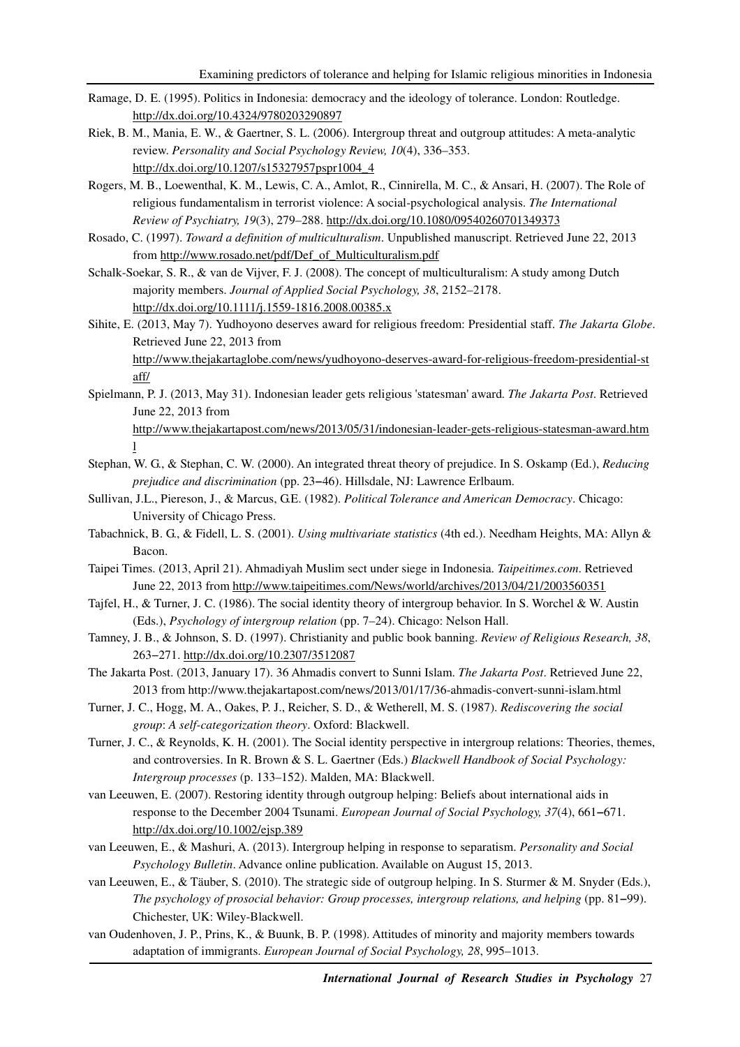Ramage, D. E. (1995). Politics in Indonesia: democracy and the ideology of tolerance. London: Routledge. http://dx.doi.org/10.4324/9780203290897

Riek, B. M., Mania, E. W., & Gaertner, S. L. (2006). Intergroup threat and outgroup attitudes: A meta-analytic review. *Personality and Social Psychology Review, 10*(4), 336–353. http://dx.doi.org/10.1207/s15327957pspr1004_4

Rogers, M. B., Loewenthal, K. M., Lewis, C. A., Amlot, R., Cinnirella, M. C., & Ansari, H. (2007). The Role of religious fundamentalism in terrorist violence: A social-psychological analysis. *The International Review of Psychiatry, 19*(3), 279–288. http://dx.doi.org/10.1080/09540260701349373

Rosado, C. (1997). *Toward a definition of multiculturalism*. Unpublished manuscript. Retrieved June 22, 2013 from http://www.rosado.net/pdf/Def_of_Multiculturalism.pdf

Schalk-Soekar, S. R., & van de Vijver, F. J. (2008). The concept of multiculturalism: A study among Dutch majority members. *Journal of Applied Social Psychology, 38*, 2152–2178. http://dx.doi.org/10.1111/j.1559-1816.2008.00385.x

Sihite, E. (2013, May 7). Yudhoyono deserves award for religious freedom: Presidential staff. *The Jakarta Globe*. Retrieved June 22, 2013 from http://www.thejakartaglobe.com/news/yudhoyono-deserves-award-for-religious-freedom-presidential-staff/

Spielmann, P. J. (2013, May 31). Indonesian leader gets religious 'statesman' award. *The Jakarta Post*. Retrieved June 22, 2013 from http://www.thejakartapost.com/news/2013/05/31/indonesian-leader-gets-religious-statesman-award.html

Stephan, W. G., & Stephan, C. W. (2000). An integrated threat theory of prejudice. In S. Oskamp (Ed.), *Reducing prejudice and discrimination* (pp. 23–46). Hillsdale, NJ: Lawrence Erlbaum.

Sullivan, J.L., Piereson, J., & Marcus, G.E. (1982). *Political Tolerance and American Democracy*. Chicago: University of Chicago Press.

Tabachnick, B. G., & Fidell, L. S. (2001). *Using multivariate statistics* (4th ed.). Needham Heights, MA: Allyn & Bacon.

Taipei Times. (2013, April 21). Ahmadiyah Muslim sect under siege in Indonesia. *Taipeitimes.com*. Retrieved June 22, 2013 from http://www.taipeitimes.com/News/world/archives/2013/04/21/2003560351

Tajfel, H., & Turner, J. C. (1986). The social identity theory of intergroup behavior. In S. Worchel & W. Austin (Eds.), *Psychology of intergroup relation* (pp. 7–24). Chicago: Nelson Hall.

Tamney, J. B., & Johnson, S. D. (1997). Christianity and public book banning. *Review of Religious Research, 38*, 263–271. http://dx.doi.org/10.2307/3512087

The Jakarta Post. (2013, January 17). 36 Ahmadis convert to Sunni Islam. *The Jakarta Post*. Retrieved June 22, 2013 from http://www.thejakartapost.com/news/2013/01/17/36-ahmadis-convert-sunni-islam.html

Turner, J. C., Hogg, M. A., Oakes, P. J., Reicher, S. D., & Wetherell, M. S. (1987). *Rediscovering the social group: A self-categorization theory*. Oxford: Blackwell.

Turner, J. C., & Reynolds, K. H. (2001). The Social identity perspective in intergroup relations: Theories, themes, and controversies. In R. Brown & S. L. Gaertner (Eds.) *Blackwell Handbook of Social Psychology: Intergroup processes* (p. 133–152). Malden, MA: Blackwell.

van Leeuwen, E. (2007). Restoring identity through outgroup helping: Beliefs about international aids in response to the December 2004 Tsunami. *European Journal of Social Psychology, 37*(4), 661–671. http://dx.doi.org/10.1002/ejsp.389

van Leeuwen, E., & Mashuri, A. (2013). Intergroup helping in response to separatism. *Personality and Social Psychology Bulletin*. Advance online publication. Available on August 15, 2013.

van Leeuwen, E., & Täuber, S. (2010). The strategic side of outgroup helping. In S. Sturmer & M. Snyder (Eds.), *The psychology of prosocial behavior: Group processes, intergroup relations, and helping* (pp. 81–99). Chichester, UK: Wiley-Blackwell.

van Oudenhoven, J. P., Prins, K., & Buunk, B. P. (1998). Attitudes of minority and majority members towards adaptation of immigrants. *European Journal of Social Psychology, 28*, 995–1013.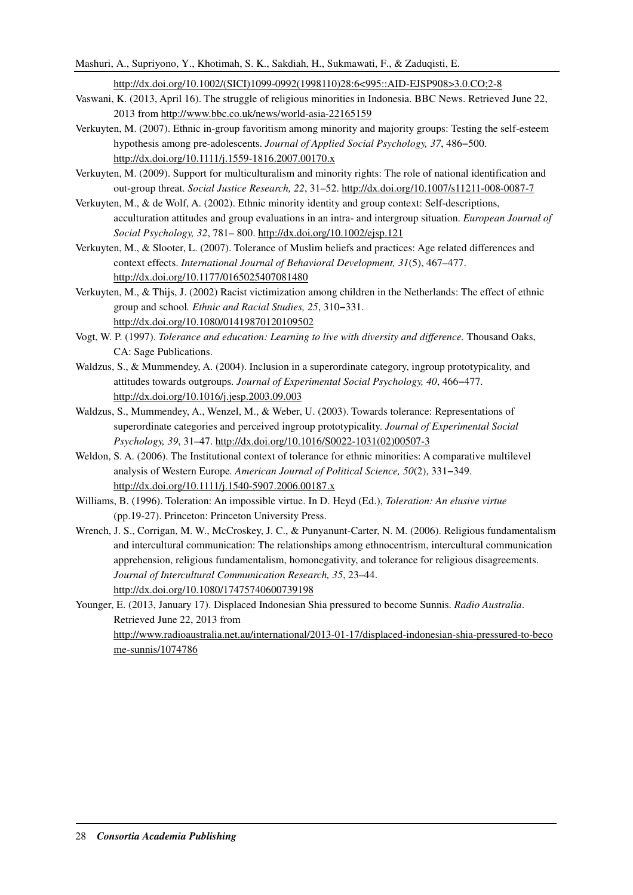http://dx.doi.org/10.1002/(SICI)1099-0992(1998110)28:6<995::AID-EJSP908>3.0.CO;2-8

Vaswani, K. (2013, April 16). The struggle of religious minorities in Indonesia. BBC News. Retrieved June 22, 2013 from http://www.bbc.co.uk/news/world-asia-22165159

Verkuyten, M. (2007). Ethnic in-group favoritism among minority and majority groups: Testing the self-esteem hypothesis among pre-adolescents. *Journal of Applied Social Psychology, 37*, 486–500. http://dx.doi.org/10.1111/j.1559-1816.2007.00170.x

Verkuyten, M. (2009). Support for multiculturalism and minority rights: The role of national identification and out-group threat. *Social Justice Research, 22*, 31–52. http://dx.doi.org/10.1007/s11211-008-0087-7

Verkuyten, M., & de Wolf, A. (2002). Ethnic minority identity and group context: Self-descriptions, acculturation attitudes and group evaluations in an intra- and intergroup situation. *European Journal of Social Psychology, 32*, 781– 800. http://dx.doi.org/10.1002/ejsp.121

Verkuyten, M., & Slooter, L. (2007). Tolerance of Muslim beliefs and practices: Age related differences and context effects. *International Journal of Behavioral Development, 31*(5), 467–477. http://dx.doi.org/10.1177/0165025407081480

Verkuyten, M., & Thijs, J. (2002) Racist victimization among children in the Netherlands: The effect of ethnic group and school. *Ethnic and Racial Studies, 25*, 310–331. http://dx.doi.org/10.1080/01419870120109502

Vogt, W. P. (1997). *Tolerance and education: Learning to live with diversity and difference*. Thousand Oaks, CA: Sage Publications.

Waldzus, S., & Mummendey, A. (2004). Inclusion in a superordinate category, ingroup prototypicality, and attitudes towards outgroups. *Journal of Experimental Social Psychology, 40*, 466–477. http://dx.doi.org/10.1016/j.jesp.2003.09.003

Waldzus, S., Mummendey, A., Wenzel, M., & Weber, U. (2003). Towards tolerance: Representations of superordinate categories and perceived ingroup prototypicality. *Journal of Experimental Social Psychology, 39*, 31–47. http://dx.doi.org/10.1016/S0022-1031(02)00507-3

Weldon, S. A. (2006). The Institutional context of tolerance for ethnic minorities: A comparative multilevel analysis of Western Europe. *American Journal of Political Science, 50*(2), 331–349. http://dx.doi.org/10.1111/j.1540-5907.2006.00187.x

Williams, B. (1996). Toleration: An impossible virtue. In D. Heyd (Ed.), *Toleration: An elusive virtue* (pp.19-27). Princeton: Princeton University Press.

Wrench, J. S., Corrigan, M. W., McCroskey, J. C., & Punyanunt-Carter, N. M. (2006). Religious fundamentalism and intercultural communication: The relationships among ethnocentrism, intercultural communication apprehension, religious fundamentalism, homonegativity, and tolerance for religious disagreements. *Journal of Intercultural Communication Research, 35*, 23–44. http://dx.doi.org/10.1080/17475740600739198

Younger, E. (2013, January 17). Displaced Indonesian Shia pressured to become Sunnis. *Radio Australia*. Retrieved June 22, 2013 from http://www.radioaustralia.net.au/international/2013-01-17/displaced-indonesian-shia-pressured-to-become-sunnis/1074786